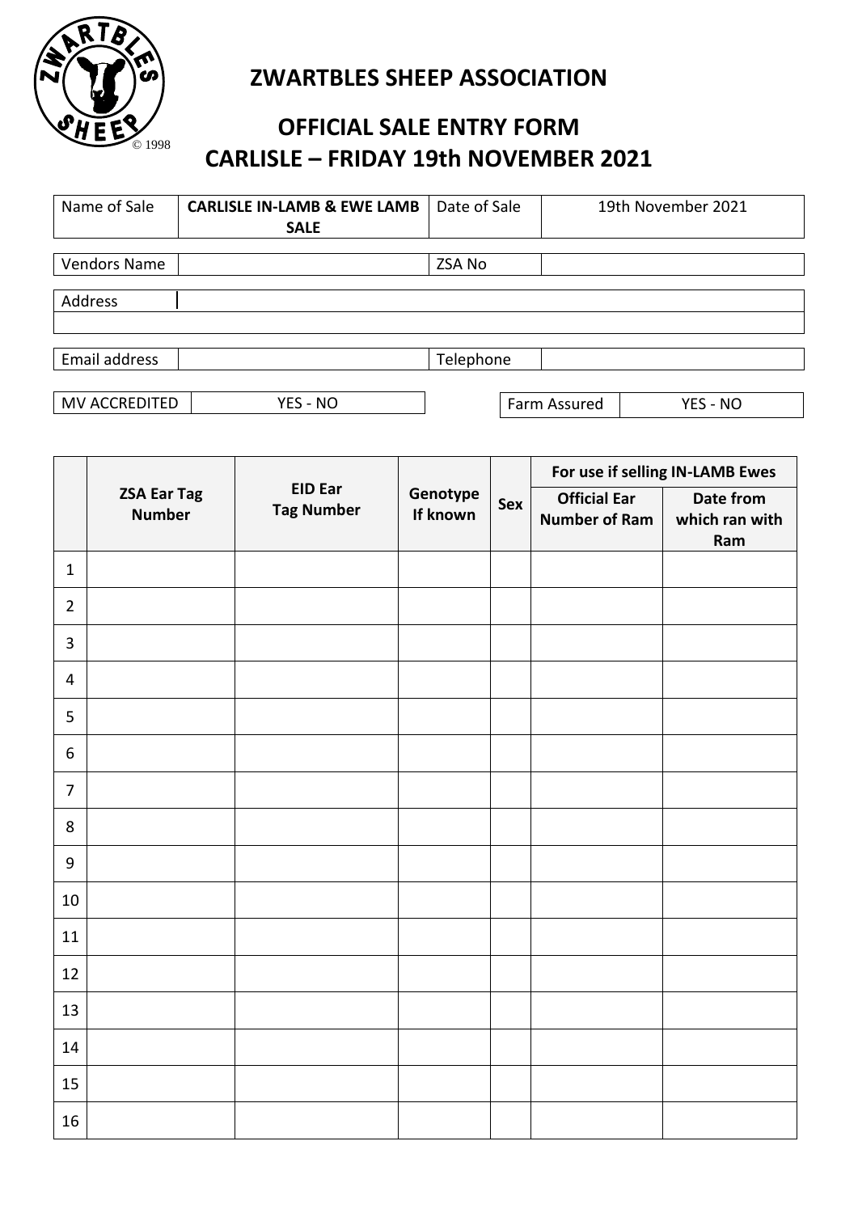ZWARTBLES SHEEP © 1998

# ZWARTBLES SHEEP ASSOCIATION

## OFFICIAL SALE ENTRY FORM
## CARLISLE – FRIDAY 19th NOVEMBER 2021

| Name of Sale | **CARLISLE IN-LAMB & EWE LAMB SALE** | Date of Sale | 19th November 2021 |
|---|---|---|---|

| Vendors Name | | ZSA No | |
|---|---|---|---|

| Address | |
|---|---|
| | |

| Email address | | Telephone | |
|---|---|---|---|

| MV ACCREDITED | YES - NO | Farm Assured | YES - NO |
|---|---|---|---|

| | **ZSA Ear Tag Number** | **EID Ear Tag Number** | **Genotype If known** | **Sex** | **For use if selling IN-LAMB Ewes** | |
|---|---|---|---|---|---|---|
| | | | | | **Official Ear Number of Ram** | **Date from which ran with Ram** |
| 1 | | | | | | |
| 2 | | | | | | |
| 3 | | | | | | |
| 4 | | | | | | |
| 5 | | | | | | |
| 6 | | | | | | |
| 7 | | | | | | |
| 8 | | | | | | |
| 9 | | | | | | |
| 10 | | | | | | |
| 11 | | | | | | |
| 12 | | | | | | |
| 13 | | | | | | |
| 14 | | | | | | |
| 15 | | | | | | |
| 16 | | | | | | |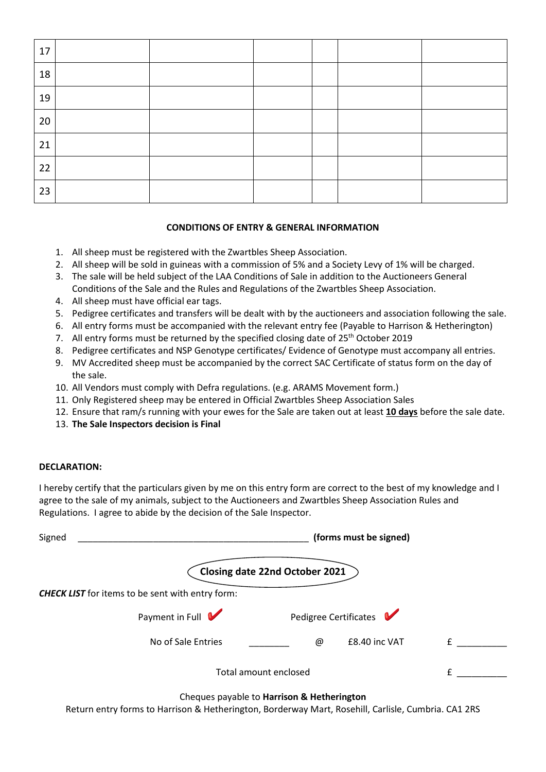| | | | | | | |
|---|---|---|---|---|---|---|
| 17 | | | | | | |
| 18 | | | | | | |
| 19 | | | | | | |
| 20 | | | | | | |
| 21 | | | | | | |
| 22 | | | | | | |
| 23 | | | | | | |

**CONDITIONS OF ENTRY & GENERAL INFORMATION**

1. All sheep must be registered with the Zwartbles Sheep Association.
2. All sheep will be sold in guineas with a commission of 5% and a Society Levy of 1% will be charged.
3. The sale will be held subject of the LAA Conditions of Sale in addition to the Auctioneers General Conditions of the Sale and the Rules and Regulations of the Zwartbles Sheep Association.
4. All sheep must have official ear tags.
5. Pedigree certificates and transfers will be dealt with by the auctioneers and association following the sale.
6. All entry forms must be accompanied with the relevant entry fee (Payable to Harrison & Hetherington)
7. All entry forms must be returned by the specified closing date of 25th October 2019
8. Pedigree certificates and NSP Genotype certificates/ Evidence of Genotype must accompany all entries.
9. MV Accredited sheep must be accompanied by the correct SAC Certificate of status form on the day of the sale.
10. All Vendors must comply with Defra regulations. (e.g. ARAMS Movement form.)
11. Only Registered sheep may be entered in Official Zwartbles Sheep Association Sales
12. Ensure that ram/s running with your ewes for the Sale are taken out at least **10 days** before the sale date.
13. **The Sale Inspectors decision is Final**

**DECLARATION:**

I hereby certify that the particulars given by me on this entry form are correct to the best of my knowledge and I agree to the sale of my animals, subject to the Auctioneers and Zwartbles Sheep Association Rules and Regulations. I agree to abide by the decision of the Sale Inspector.

Signed ______________________________________________ **(forms must be signed)**

**Closing date 22nd October 2021**

***CHECK LIST*** for items to be sent with entry form:

Payment in Full ✔ Pedigree Certificates ✔

No of Sale Entries ________ @ £8.40 inc VAT £ __________

Total amount enclosed £ __________

Cheques payable to **Harrison & Hetherington**

Return entry forms to Harrison & Hetherington, Borderway Mart, Rosehill, Carlisle, Cumbria. CA1 2RS